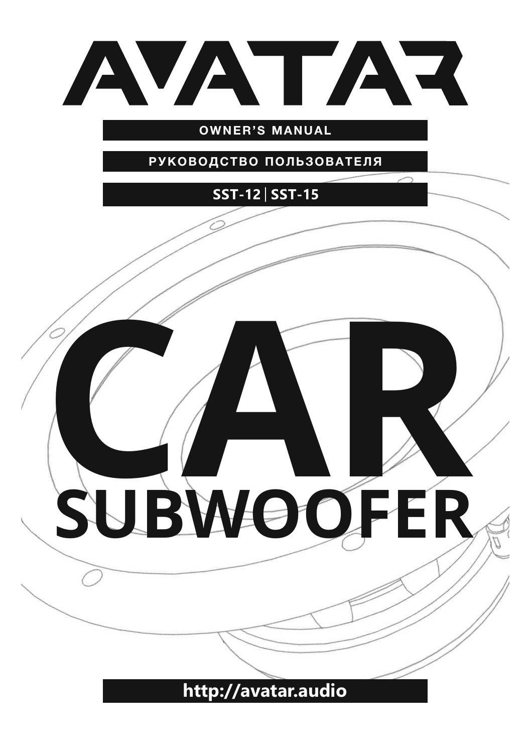# AVATAR

**OWNER'S MANUAL**

**РУКОВОДСТВО ПОЛЬЗОВАТЕЛЯ**

**SST-12 | SST-15**

# CAR SUBWOOFER

**http://avatar.audio**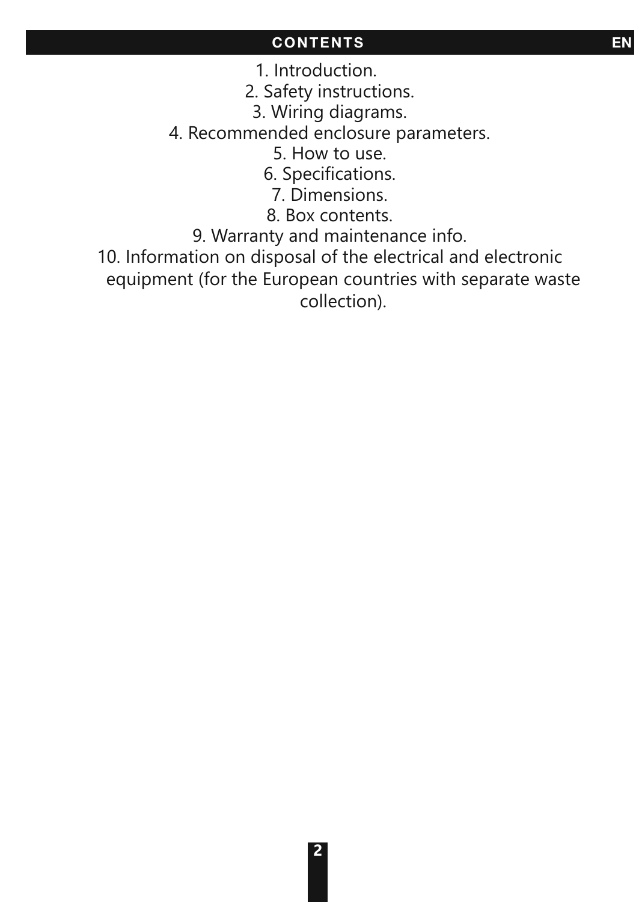# CONTENTS

1. Introduction.
2. Safety instructions.
3. Wiring diagrams.
4. Recommended enclosure parameters.
5. How to use.
6. Specifications.
7. Dimensions.
8. Box contents.
9. Warranty and maintenance info.
10. Information on disposal of the electrical and electronic equipment (for the European countries with separate waste collection).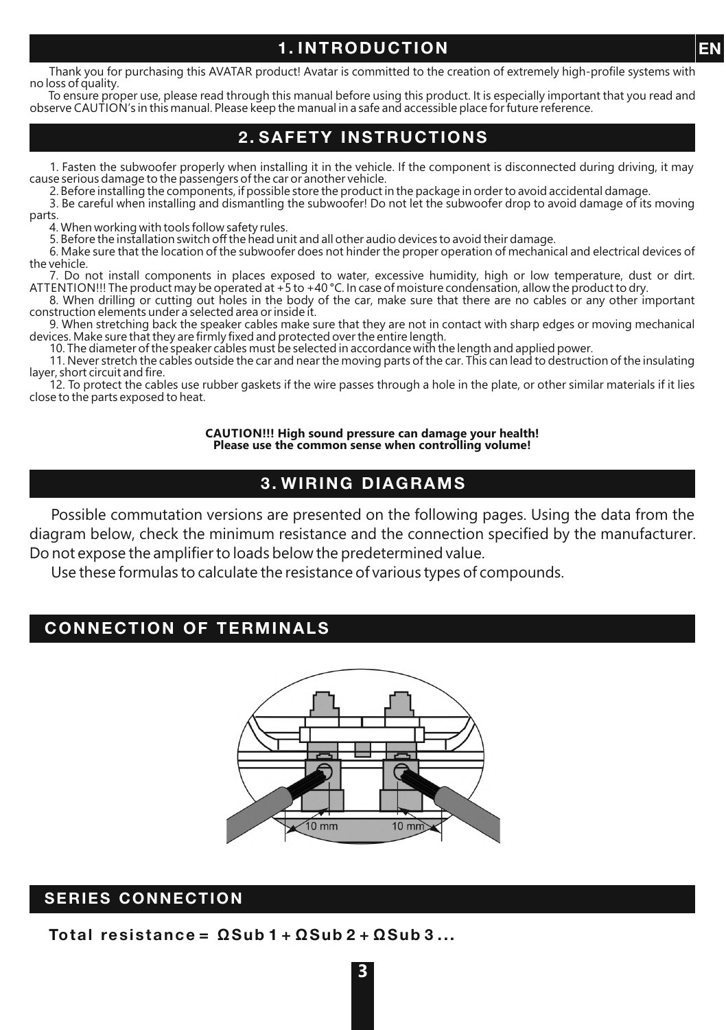## 1. INTRODUCTION

Thank you for purchasing this AVATAR product! Avatar is committed to the creation of extremely high-profile systems with no loss of quality.

To ensure proper use, please read through this manual before using this product. It is especially important that you read and observe CAUTION's in this manual. Please keep the manual in a safe and accessible place for future reference.

## 2. SAFETY INSTRUCTIONS

1. Fasten the subwoofer properly when installing it in the vehicle. If the component is disconnected during driving, it may cause serious damage to the passengers of the car or another vehicle.
2. Before installing the components, if possible store the product in the package in order to avoid accidental damage.
3. Be careful when installing and dismantling the subwoofer! Do not let the subwoofer drop to avoid damage of its moving parts.
4. When working with tools follow safety rules.
5. Before the installation switch off the head unit and all other audio devices to avoid their damage.
6. Make sure that the location of the subwoofer does not hinder the proper operation of mechanical and electrical devices of the vehicle.
7. Do not install components in places exposed to water, excessive humidity, high or low temperature, dust or dirt. ATTENTION!!! The product may be operated at +5 to +40 °C. In case of moisture condensation, allow the product to dry.
8. When drilling or cutting out holes in the body of the car, make sure that there are no cables or any other important construction elements under a selected area or inside it.
9. When stretching back the speaker cables make sure that they are not in contact with sharp edges or moving mechanical devices. Make sure that they are firmly fixed and protected over the entire length.
10. The diameter of the speaker cables must be selected in accordance with the length and applied power.
11. Never stretch the cables outside the car and near the moving parts of the car. This can lead to destruction of the insulating layer, short circuit and fire.
12. To protect the cables use rubber gaskets if the wire passes through a hole in the plate, or other similar materials if it lies close to the parts exposed to heat.

**CAUTION!!! High sound pressure can damage your health!**
**Please use the common sense when controlling volume!**

## 3. WIRING DIAGRAMS

Possible commutation versions are presented on the following pages. Using the data from the diagram below, check the minimum resistance and the connection specified by the manufacturer. Do not expose the amplifier to loads below the predetermined value.

Use these formulas to calculate the resistance of various types of compounds.

## CONNECTION OF TERMINALS

10 mm 10 mm

## SERIES CONNECTION

**Total resistance = ΩSub 1 + ΩSub 2 + ΩSub 3 ...**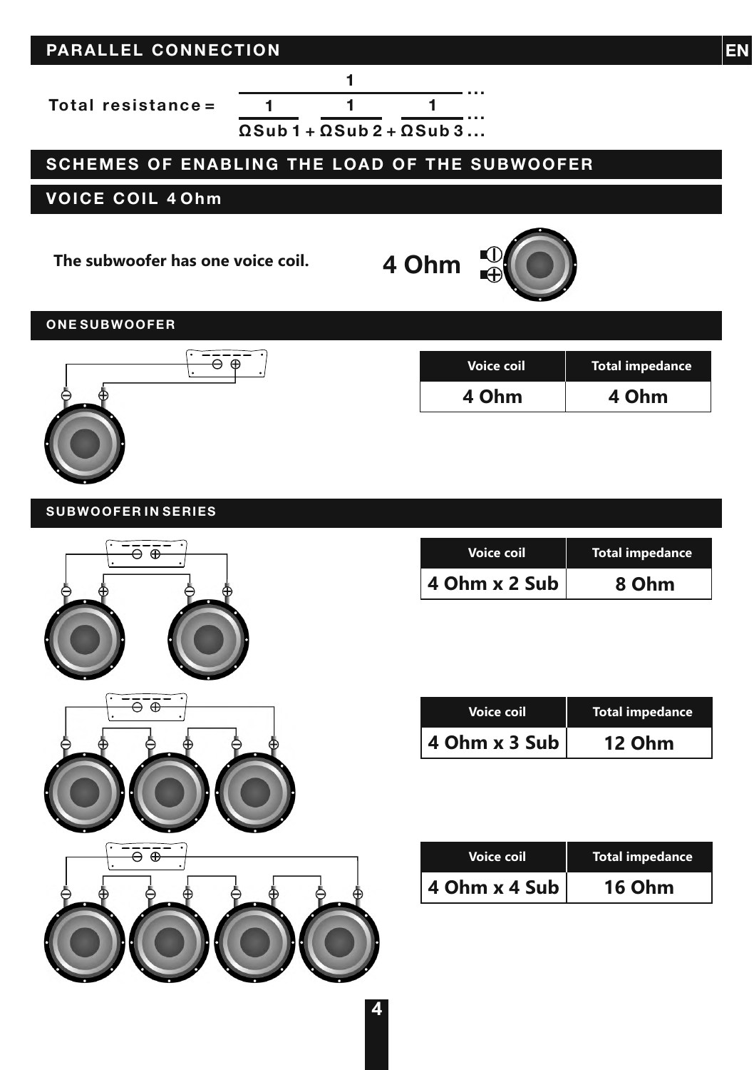## PARALLEL CONNECTION

$$\text{Total resistance} = \cfrac{1}{\cfrac{1}{\Omega Sub\,1} + \cfrac{1}{\Omega Sub\,2} + \cfrac{1}{\Omega Sub\,3}\ldots}\ldots$$

## SCHEMES OF ENABLING THE LOAD OF THE SUBWOOFER

## VOICE COIL 4 Ohm

**The subwoofer has one voice coil.**

**4 Ohm**

### ONE SUBWOOFER

| Voice coil | Total impedance |
|---|---|
| 4 Ohm | 4 Ohm |

### SUBWOOFER IN SERIES

| Voice coil | Total impedance |
|---|---|
| 4 Ohm x 2 Sub | 8 Ohm |

| Voice coil | Total impedance |
|---|---|
| 4 Ohm x 3 Sub | 12 Ohm |

| Voice coil | Total impedance |
|---|---|
| 4 Ohm x 4 Sub | 16 Ohm |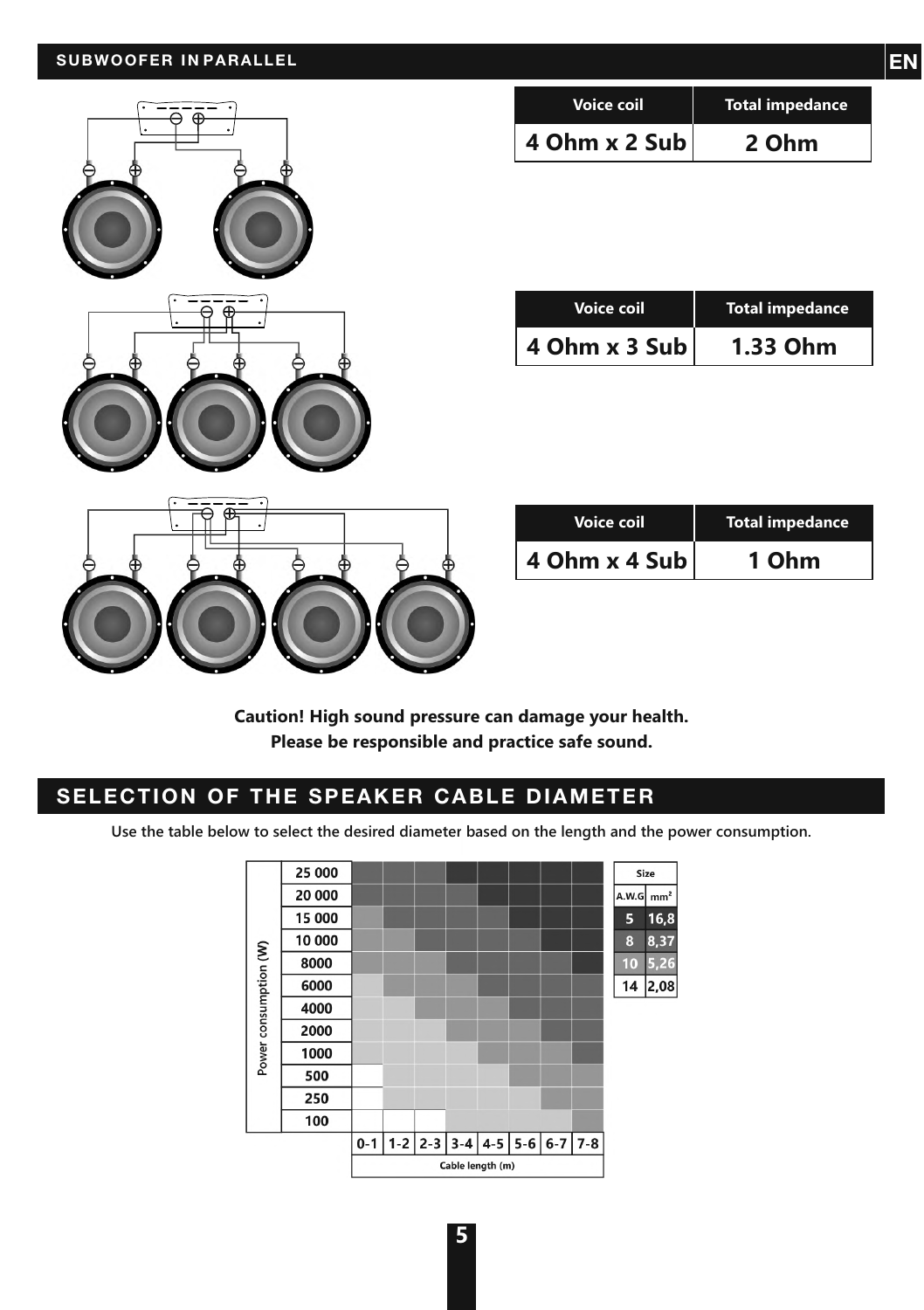## SUBWOOFER IN PARALLEL

| Voice coil | Total impedance |
|---|---|
| 4 Ohm x 2 Sub | 2 Ohm |

| Voice coil | Total impedance |
|---|---|
| 4 Ohm x 3 Sub | 1.33 Ohm |

| Voice coil | Total impedance |
|---|---|
| 4 Ohm x 4 Sub | 1 Ohm |

**Caution! High sound pressure can damage your health.**
**Please be responsible and practice safe sound.**

## SELECTION OF THE SPEAKER CABLE DIAMETER

Use the table below to select the desired diameter based on the length and the power consumption.

| Power consumption (W) | 0-1 | 1-2 | 2-3 | 3-4 | 4-5 | 5-6 | 6-7 | 7-8 |
|---|---|---|---|---|---|---|---|---|
| 25 000 | 8 | 8 | 8 | 5 | 5 | 5 | 5 | 5 |
| 20 000 | 8 | 8 | 8 | 8 | 5 | 5 | 5 | 5 |
| 15 000 | 10 | 8 | 8 | 8 | 8 | 5 | 5 | 5 |
| 10 000 | 10 | 10 | 8 | 8 | 8 | 8 | 5 | 5 |
| 8000 | 10 | 10 | 10 | 8 | 8 | 8 | 8 | 5 |
| 6000 | 14 | 10 | 10 | 10 | 8 | 8 | 8 | 8 |
| 4000 | 14 | 14 | 10 | 10 | 10 | 8 | 8 | 8 |
| 2000 | 14 | 14 | 14 | 10 | 10 | 10 | 8 | 8 |
| 1000 | 14 | 14 | 14 | 14 | 10 | 10 | 10 | 8 |
| 500 | | 14 | 14 | 14 | 14 | 10 | 10 | 10 |
| 250 | | 14 | 14 | 14 | 14 | 14 | 10 | 10 |
| 100 | | | | 14 | 14 | 14 | 14 | 10 |

Cable length (m)

| Size A.W.G | Size mm² |
|---|---|
| 5 | 16,8 |
| 8 | 8,37 |
| 10 | 5,26 |
| 14 | 2,08 |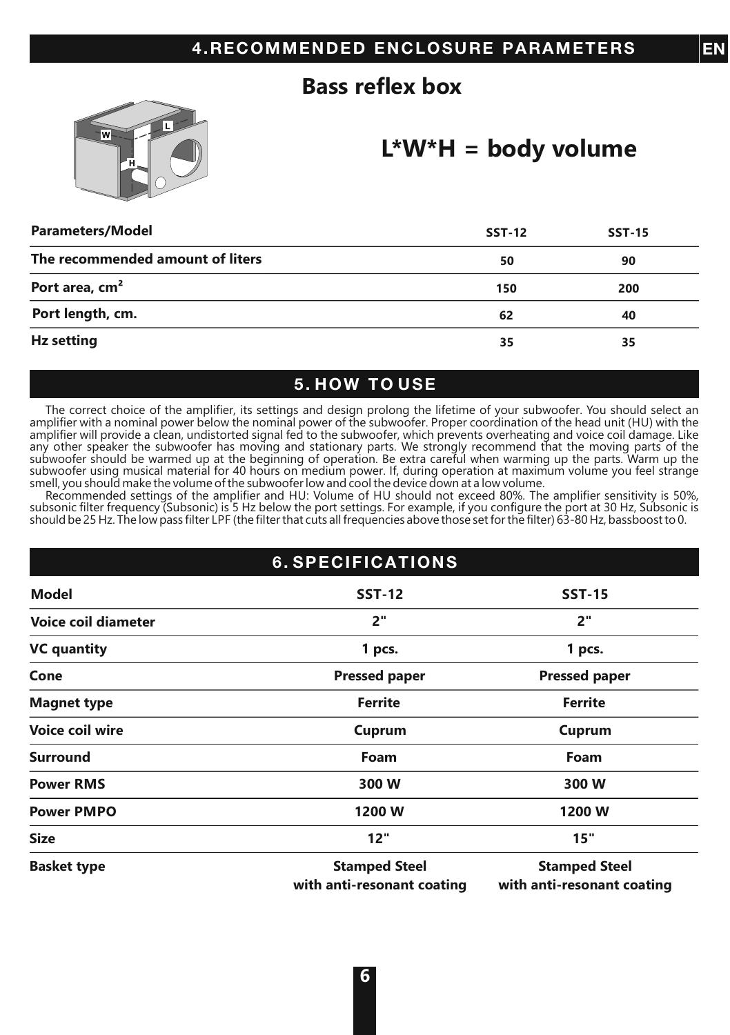## 4. RECOMMENDED ENCLOSURE PARAMETERS

### Bass reflex box

**L*W*H = body volume**

| Parameters/Model | SST-12 | SST-15 |
|---|---|---|
| The recommended amount of liters | 50 | 90 |
| Port area, $cm^2$ | 150 | 200 |
| Port length, cm. | 62 | 40 |
| Hz setting | 35 | 35 |

## 5. HOW TO USE

The correct choice of the amplifier, its settings and design prolong the lifetime of your subwoofer. You should select an amplifier with a nominal power below the nominal power of the subwoofer. Proper coordination of the head unit (HU) with the amplifier will provide a clean, undistorted signal fed to the subwoofer, which prevents overheating and voice coil damage. Like any other speaker the subwoofer has moving and stationary parts. We strongly recommend that the moving parts of the subwoofer should be warmed up at the beginning of operation. Be extra careful when warming up the parts. Warm up the subwoofer using musical material for 40 hours on medium power. If, during operation at maximum volume you feel strange smell, you should make the volume of the subwoofer low and cool the device down at a low volume.

Recommended settings of the amplifier and HU: Volume of HU should not exceed 80%. The amplifier sensitivity is 50%, subsonic filter frequency (Subsonic) is 5 Hz below the port settings. For example, if you configure the port at 30 Hz, Subsonic is should be 25 Hz. The low pass filter LPF (the filter that cuts all frequencies above those set for the filter) 63-80 Hz, bassboost to 0.

## 6. SPECIFICATIONS

| Model | SST-12 | SST-15 |
|---|---|---|
| Voice coil diameter | 2" | 2" |
| VC quantity | 1 pcs. | 1 pcs. |
| Cone | Pressed paper | Pressed paper |
| Magnet type | Ferrite | Ferrite |
| Voice coil wire | Cuprum | Cuprum |
| Surround | Foam | Foam |
| Power RMS | 300 W | 300 W |
| Power PMPO | 1200 W | 1200 W |
| Size | 12" | 15" |
| Basket type | Stamped Steel with anti-resonant coating | Stamped Steel with anti-resonant coating |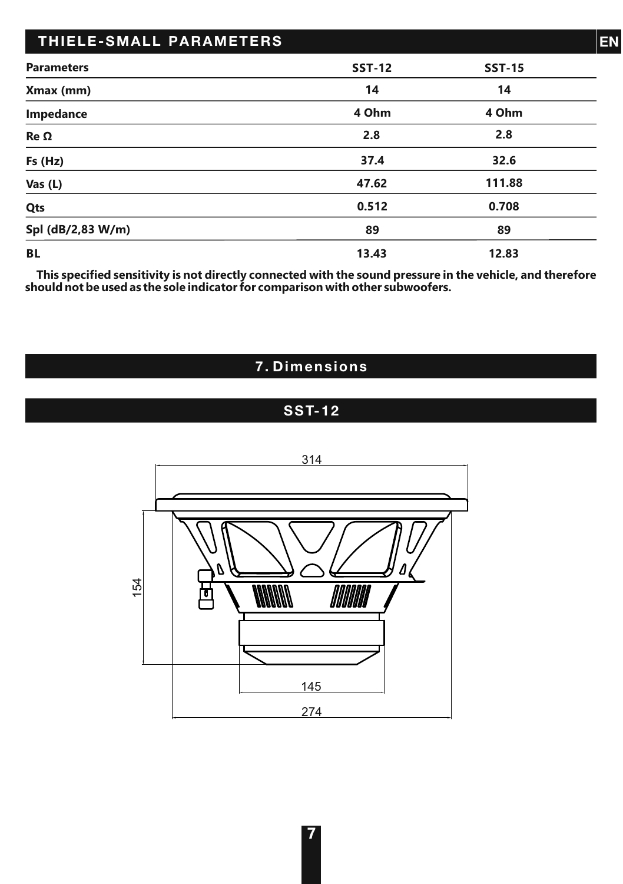## THIELE-SMALL PARAMETERS

| Parameters | SST-12 | SST-15 |
|---|---|---|
| Xmax (mm) | 14 | 14 |
| Impedance | 4 Ohm | 4 Ohm |
| Re Ω | 2.8 | 2.8 |
| Fs (Hz) | 37.4 | 32.6 |
| Vas (L) | 47.62 | 111.88 |
| Qts | 0.512 | 0.708 |
| Spl (dB/2,83 W/m) | 89 | 89 |
| BL | 13.43 | 12.83 |

**This specified sensitivity is not directly connected with the sound pressure in the vehicle, and therefore should not be used as the sole indicator for comparison with other subwoofers.**

## 7. Dimensions

### SST-12

314

154

145

274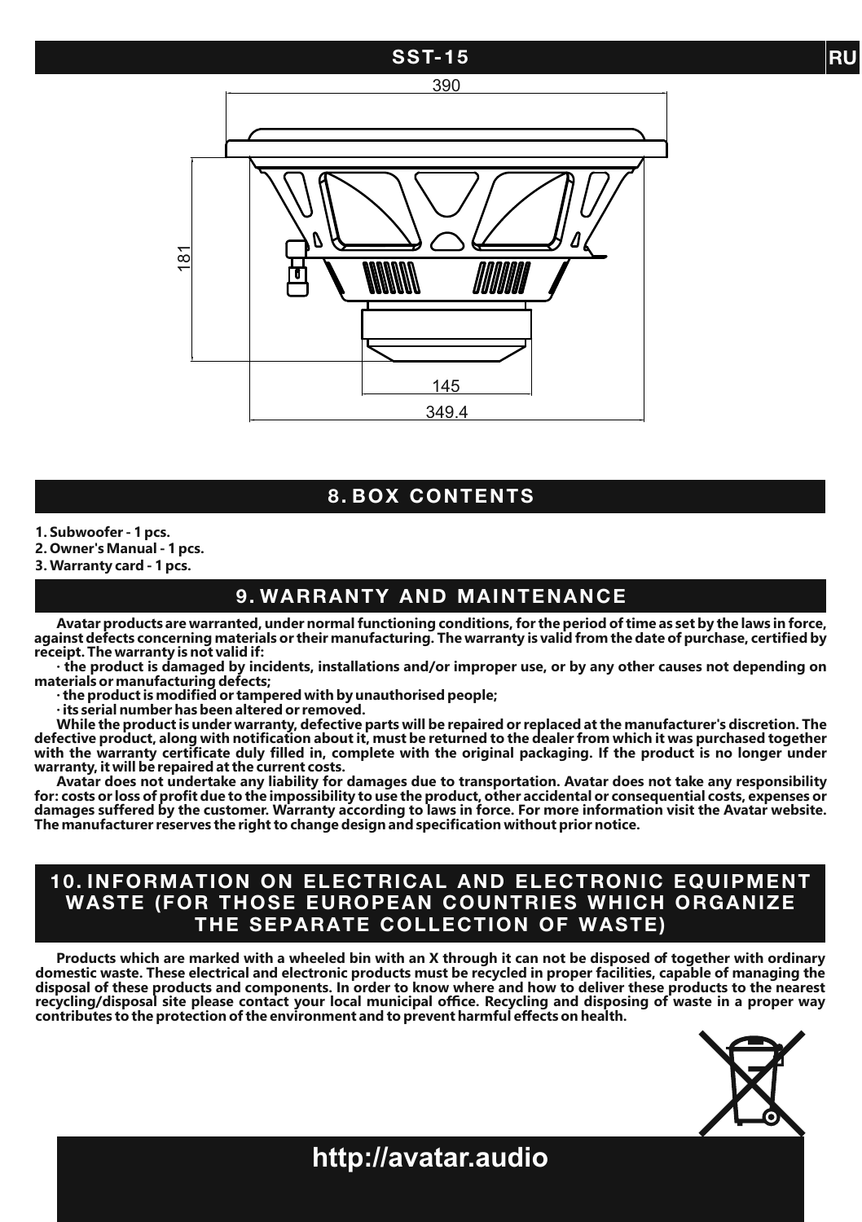## SST-15

390

181

145

349.4

## 8. BOX CONTENTS

**1. Subwoofer - 1 pcs.**
**2. Owner's Manual - 1 pcs.**
**3. Warranty card - 1 pcs.**

## 9. WARRANTY AND MAINTENANCE

**Avatar products are warranted, under normal functioning conditions, for the period of time as set by the laws in force, against defects concerning materials or their manufacturing. The warranty is valid from the date of purchase, certified by receipt. The warranty is not valid if:**

**· the product is damaged by incidents, installations and/or improper use, or by any other causes not depending on materials or manufacturing defects;**

**· the product is modified or tampered with by unauthorised people;**

**· its serial number has been altered or removed.**

**While the product is under warranty, defective parts will be repaired or replaced at the manufacturer's discretion. The defective product, along with notification about it, must be returned to the dealer from which it was purchased together with the warranty certificate duly filled in, complete with the original packaging. If the product is no longer under warranty, it will be repaired at the current costs.**

**Avatar does not undertake any liability for damages due to transportation. Avatar does not take any responsibility for: costs or loss of profit due to the impossibility to use the product, other accidental or consequential costs, expenses or damages suffered by the customer. Warranty according to laws in force. For more information visit the Avatar website. The manufacturer reserves the right to change design and specification without prior notice.**

## 10. INFORMATION ON ELECTRICAL AND ELECTRONIC EQUIPMENT WASTE (FOR THOSE EUROPEAN COUNTRIES WHICH ORGANIZE THE SEPARATE COLLECTION OF WASTE)

**Products which are marked with a wheeled bin with an X through it can not be disposed of together with ordinary domestic waste. These electrical and electronic products must be recycled in proper facilities, capable of managing the disposal of these products and components. In order to know where and how to deliver these products to the nearest recycling/disposal site please contact your local municipal office. Recycling and disposing of waste in a proper way contributes to the protection of the environment and to prevent harmful effects on health.**

**http://avatar.audio**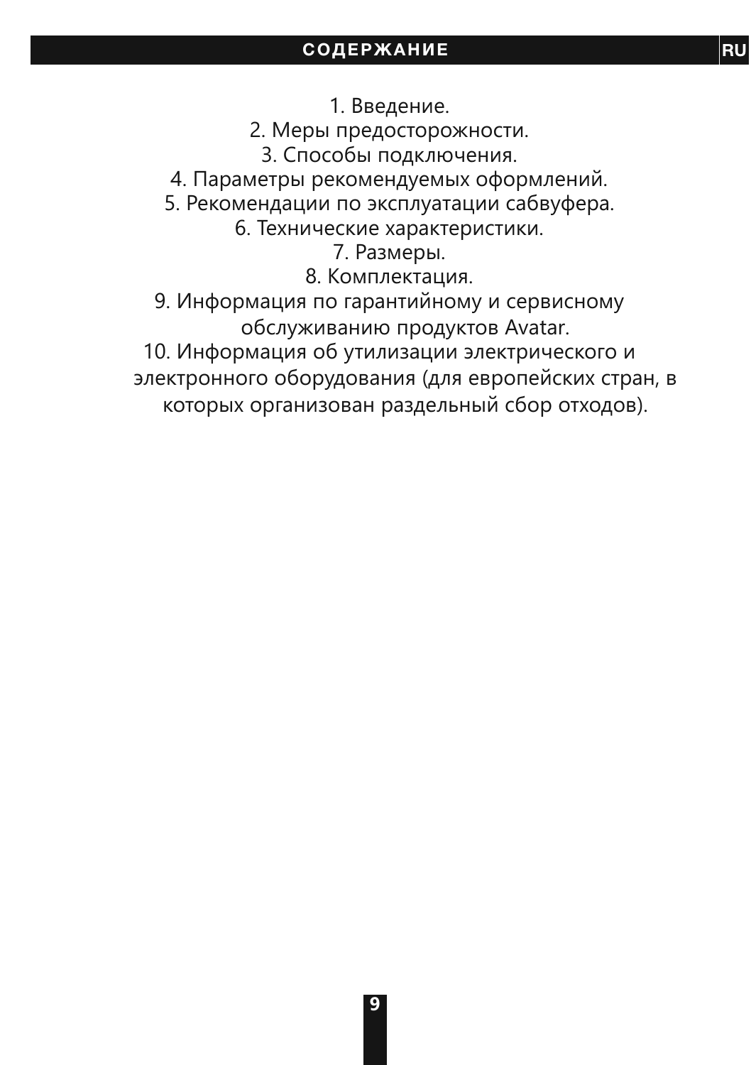# СОДЕРЖАНИЕ

1. Введение.
2. Меры предосторожности.
3. Способы подключения.
4. Параметры рекомендуемых оформлений.
5. Рекомендации по эксплуатации сабвуфера.
6. Технические характеристики.
7. Размеры.
8. Комплектация.
9. Информация по гарантийному и сервисному обслуживанию продуктов Avatar.
10. Информация об утилизации электрического и электронного оборудования (для европейских стран, в которых организован раздельный сбор отходов).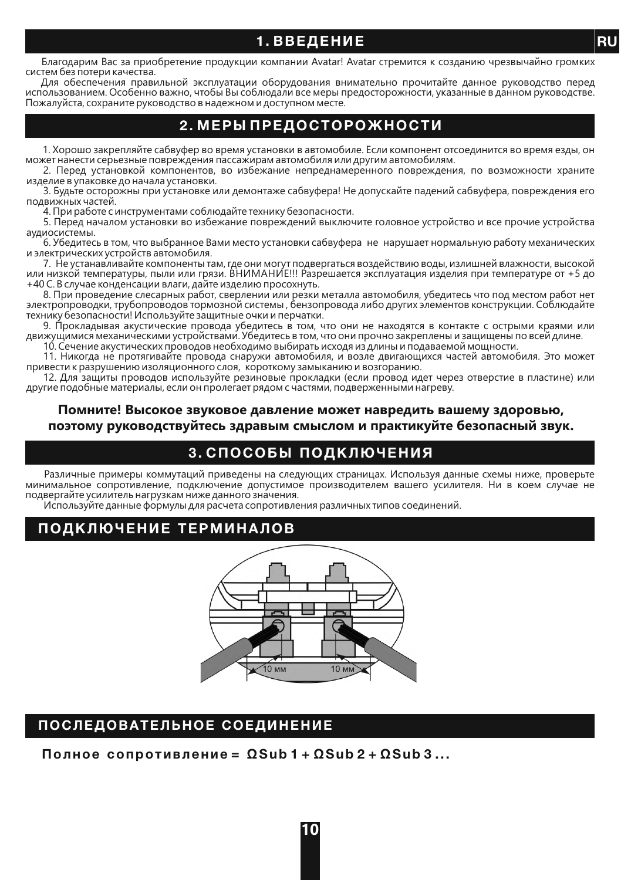## 1. ВВЕДЕНИЕ

Благодарим Вас за приобретение продукции компании Avatar! Avatar стремится к созданию чрезвычайно громких систем без потери качества.

Для обеспечения правильной эксплуатации оборудования внимательно прочитайте данное руководство перед использованием. Особенно важно, чтобы Вы соблюдали все меры предосторожности, указанные в данном руководстве. Пожалуйста, сохраните руководство в надежном и доступном месте.

## 2. МЕРЫ ПРЕДОСТОРОЖНОСТИ

1. Хорошо закрепляйте сабвуфер во время установки в автомобиле. Если компонент отсоединится во время езды, он может нанести серьезные повреждения пассажирам автомобиля или другим автомобилям.
2. Перед установкой компонентов, во избежание непреднамеренного повреждения, по возможности храните изделие в упаковке до начала установки.
3. Будьте осторожны при установке или демонтаже сабвуфера! Не допускайте падений сабвуфера, повреждения его подвижных частей.
4. При работе с инструментами соблюдайте технику безопасности.
5. Перед началом установки во избежание повреждений выключите головное устройство и все прочие устройства аудиосистемы.
6. Убедитесь в том, что выбранное Вами место установки сабвуфера не нарушает нормальную работу механических и электрических устройств автомобиля.
7. Не устанавливайте компоненты там, где они могут подвергаться воздействию воды, излишней влажности, высокой или низкой температуры, пыли или грязи. ВНИМАНИЕ!!! Разрешается эксплуатация изделия при температуре от +5 до +40 С. В случае конденсации влаги, дайте изделию просохнуть.
8. При проведение слесарных работ, сверлении или резки металла автомобиля, убедитесь что под местом работ нет электропроводки, трубопроводов тормозной системы , бензопровода либо других элементов конструкции. Соблюдайте технику безопасности! Используйте защитные очки и перчатки.
9. Прокладывая акустические провода убедитесь в том, что они не находятся в контакте с острыми краями или движущимися механическими устройствами. Убедитесь в том, что они прочно закреплены и защищены по всей длине.
10. Сечение акустических проводов необходимо выбирать исходя из длины и подаваемой мощности.
11. Никогда не протягивайте провода снаружи автомобиля, и возле двигающихся частей автомобиля. Это может привести к разрушению изоляционного слоя, короткому замыканию и возгоранию.
12. Для защиты проводов используйте резиновые прокладки (если провод идет через отверстие в пластине) или другие подобные материалы, если он пролегает рядом с частями, подверженными нагреву.

**Помните! Высокое звуковое давление может навредить вашему здоровью, поэтому руководствуйтесь здравым смыслом и практикуйте безопасный звук.**

## 3. СПОСОБЫ ПОДКЛЮЧЕНИЯ

Различные примеры коммутаций приведены на следующих страницах. Используя данные схемы ниже, проверьте минимальное сопротивление, подключение допустимое производителем вашего усилителя. Ни в коем случае не подвергайте усилитель нагрузкам ниже данного значения.

Используйте данные формулы для расчета сопротивления различных типов соединений.

## ПОДКЛЮЧЕНИЕ ТЕРМИНАЛОВ

10 мм 10 мм

## ПОСЛЕДОВАТЕЛЬНОЕ СОЕДИНЕНИЕ

**Полное сопротивление = ΩSub 1 + ΩSub 2 + ΩSub 3 ...**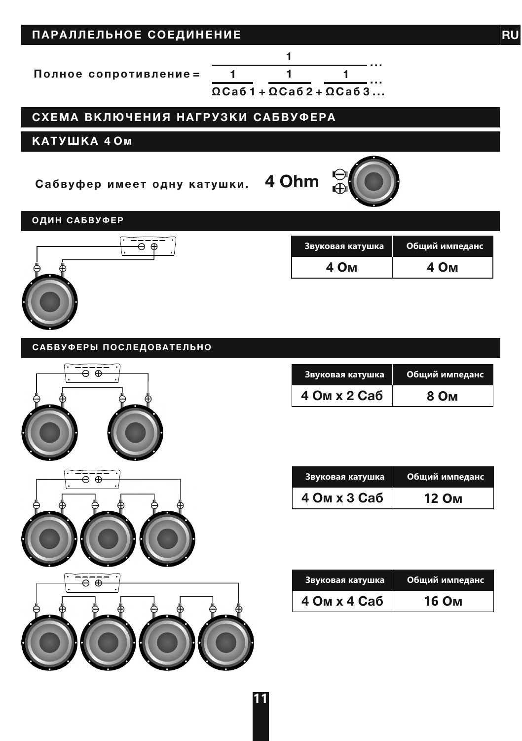## ПАРАЛЛЕЛЬНОЕ СОЕДИНЕНИЕ

$$\text{Полное сопротивление} = \frac{1}{\frac{1}{\Omega\text{Саб }1} + \frac{1}{\Omega\text{Саб }2} + \frac{1}{\Omega\text{Саб }3} \ldots} \ldots$$

## СХЕМА ВКЛЮЧЕНИЯ НАГРУЗКИ САБВУФЕРА

## КАТУШКА 4 Ом

Сабвуфер имеет одну катушки. **4 Ohm**

### ОДИН САБВУФЕР

| Звуковая катушка | Общий импеданс |
|---|---|
| 4 Ом | 4 Ом |

### САБВУФЕРЫ ПОСЛЕДОВАТЕЛЬНО

| Звуковая катушка | Общий импеданс |
|---|---|
| 4 Ом x 2 Саб | 8 Ом |

| Звуковая катушка | Общий импеданс |
|---|---|
| 4 Ом x 3 Саб | 12 Ом |

| Звуковая катушка | Общий импеданс |
|---|---|
| 4 Ом x 4 Саб | 16 Ом |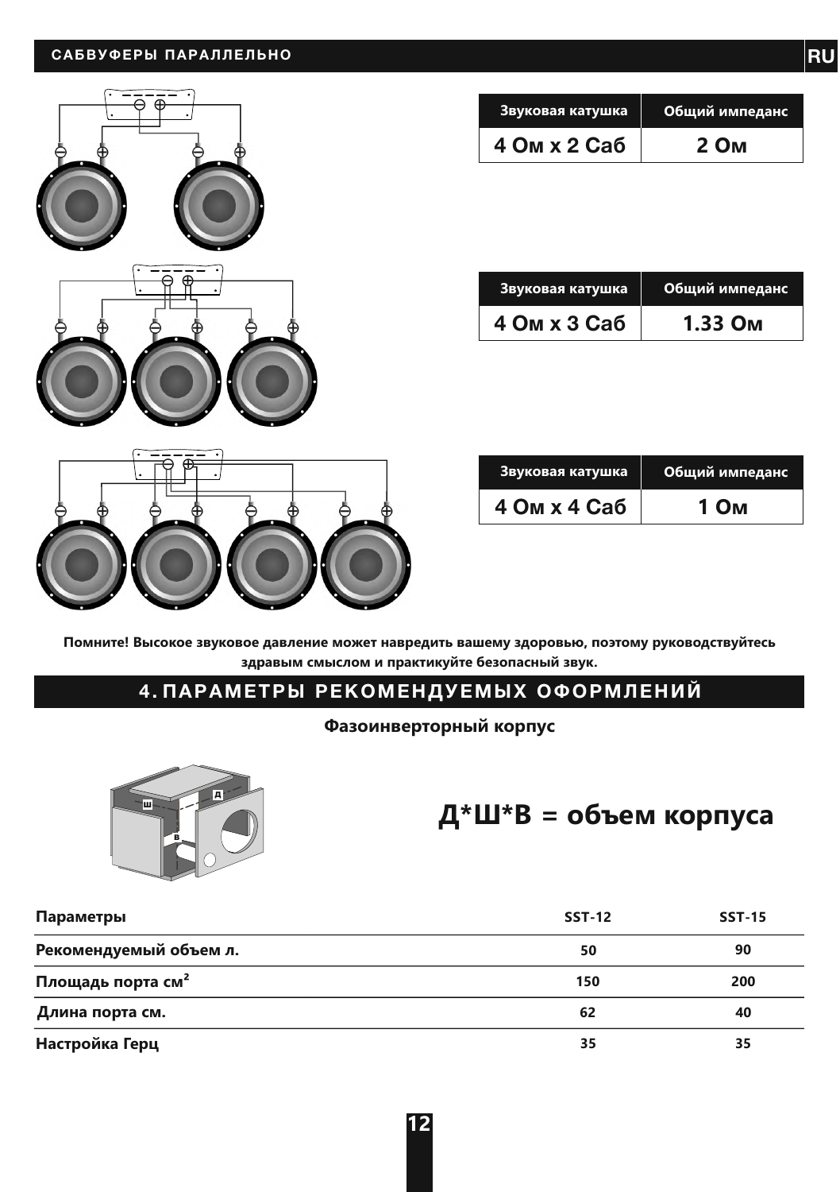## САБВУФЕРЫ ПАРАЛЛЕЛЬНО

| Звуковая катушка | Общий импеданс |
|---|---|
| 4 Ом x 2 Саб | 2 Ом |

| Звуковая катушка | Общий импеданс |
|---|---|
| 4 Ом x 3 Саб | 1.33 Ом |

| Звуковая катушка | Общий импеданс |
|---|---|
| 4 Ом x 4 Саб | 1 Ом |

**Помните! Высокое звуковое давление может навредить вашему здоровью, поэтому руководствуйтесь здравым смыслом и практикуйте безопасный звук.**

## 4. ПАРАМЕТРЫ РЕКОМЕНДУЕМЫХ ОФОРМЛЕНИЙ

**Фазоинверторный корпус**

**Д*Ш*В = объем корпуса**

| Параметры | SST-12 | SST-15 |
|---|---|---|
| Рекомендуемый объем л. | 50 | 90 |
| Площадь порта см² | 150 | 200 |
| Длина порта см. | 62 | 40 |
| Настройка Герц | 35 | 35 |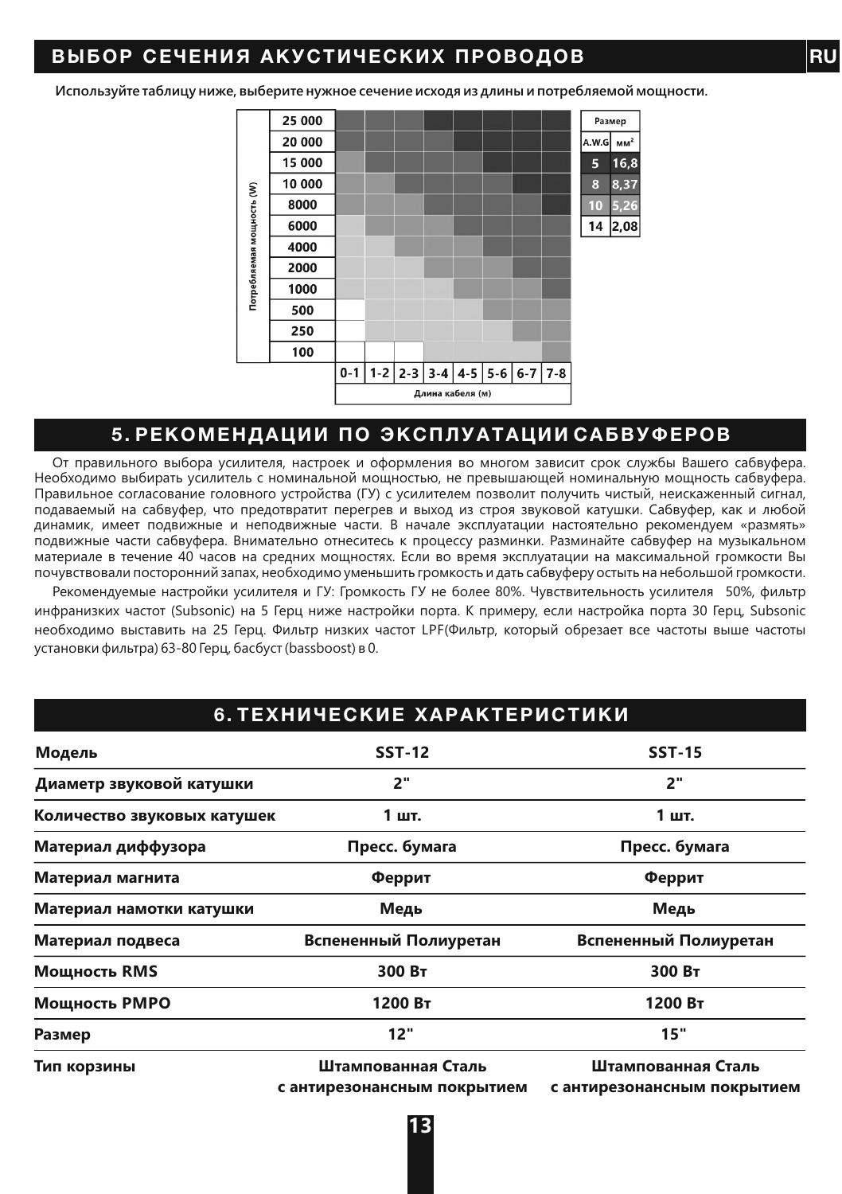## ВЫБОР СЕЧЕНИЯ АКУСТИЧЕСКИХ ПРОВОДОВ

**Используйте таблицу ниже, выберите нужное сечение исходя из длины и потребляемой мощности.**

Потребляемая мощность (W): 25 000, 20 000, 15 000, 10 000, 8000, 6000, 4000, 2000, 1000, 500, 250, 100

Длина кабеля (м): 0-1, 1-2, 2-3, 3-4, 4-5, 5-6, 6-7, 7-8

| Размер | |
|---|---|
| A.W.G | мм² |
| 5 | 16,8 |
| 8 | 8,37 |
| 10 | 5,26 |
| 14 | 2,08 |

## 5. РЕКОМЕНДАЦИИ ПО ЭКСПЛУАТАЦИИ САБВУФЕРОВ

От правильного выбора усилителя, настроек и оформления во многом зависит срок службы Вашего сабвуфера. Необходимо выбирать усилитель с номинальной мощностью, не превышающей номинальную мощность сабвуфера. Правильное согласование головного устройства (ГУ) с усилителем позволит получить чистый, неискаженный сигнал, подаваемый на сабвуфер, что предотвратит перегрев и выход из строя звуковой катушки. Сабвуфер, как и любой динамик, имеет подвижные и неподвижные части. В начале эксплуатации настоятельно рекомендуем «размять» подвижные части сабвуфера. Внимательно отнеситесь к процессу разминки. Разминайте сабвуфер на музыкальном материале в течение 40 часов на средних мощностях. Если во время эксплуатации на максимальной громкости Вы почувствовали посторонний запах, необходимо уменьшить громкость и дать сабвуферу остыть на небольшой громкости.

Рекомендуемые настройки усилителя и ГУ: Громкость ГУ не более 80%. Чувствительность усилителя 50%, фильтр инфранизких частот (Subsonic) на 5 Герц ниже настройки порта. К примеру, если настройка порта 30 Герц, Subsonic необходимо выставить на 25 Герц. Фильтр низких частот LPF(Фильтр, который обрезает все частоты выше частоты установки фильтра) 63-80 Герц, басбуст (bassboost) в 0.

## 6. ТЕХНИЧЕСКИЕ ХАРАКТЕРИСТИКИ

| Модель | SST-12 | SST-15 |
|---|---|---|
| Диаметр звуковой катушки | 2" | 2" |
| Количество звуковых катушек | 1 шт. | 1 шт. |
| Материал диффузора | Пресс. бумага | Пресс. бумага |
| Материал магнита | Феррит | Феррит |
| Материал намотки катушки | Медь | Медь |
| Материал подвеса | Вспененный Полиуретан | Вспененный Полиуретан |
| Мощность RMS | 300 Вт | 300 Вт |
| Мощность PMPO | 1200 Вт | 1200 Вт |
| Размер | 12" | 15" |
| Тип корзины | Штампованная Сталь с антирезонансным покрытием | Штампованная Сталь с антирезонансным покрытием |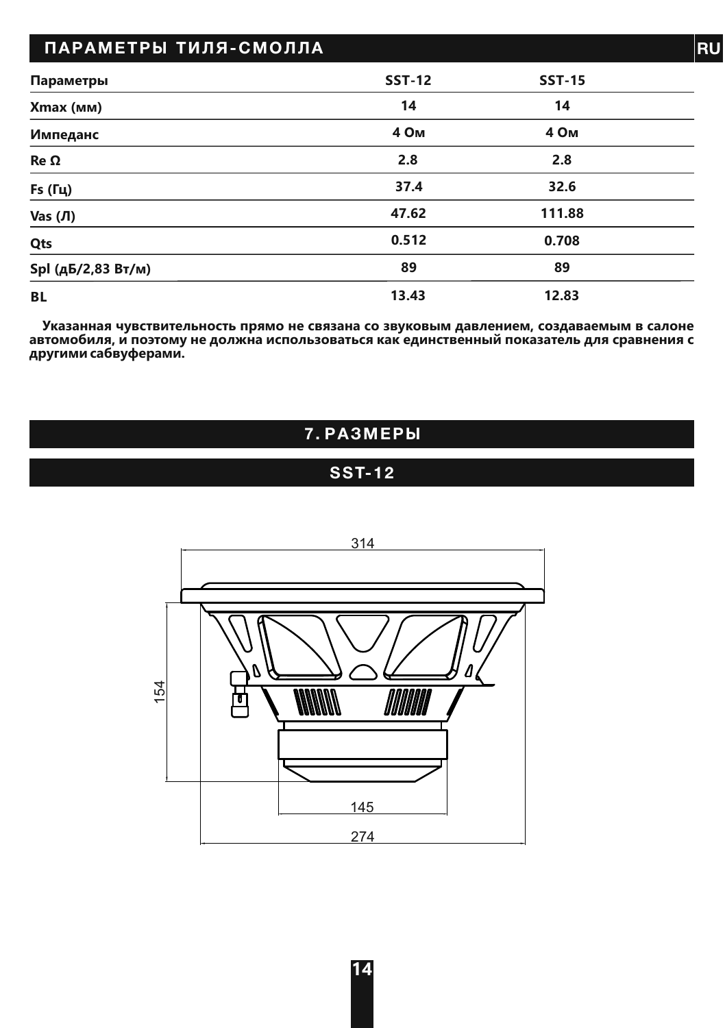## ПАРАМЕТРЫ ТИЛЯ-СМОЛЛА

| Параметры | SST-12 | SST-15 |
| --- | --- | --- |
| Xmax (мм) | 14 | 14 |
| Импеданс | 4 Ом | 4 Ом |
| Re Ω | 2.8 | 2.8 |
| Fs (Гц) | 37.4 | 32.6 |
| Vas (Л) | 47.62 | 111.88 |
| Qts | 0.512 | 0.708 |
| Spl (дБ/2,83 Вт/м) | 89 | 89 |
| BL | 13.43 | 12.83 |

**Указанная чувствительность прямо не связана со звуковым давлением, создаваемым в салоне автомобиля, и поэтому не должна использоваться как единственный показатель для сравнения с другими сабвуферами.**

## 7. РАЗМЕРЫ

### SST-12

314

154

145

274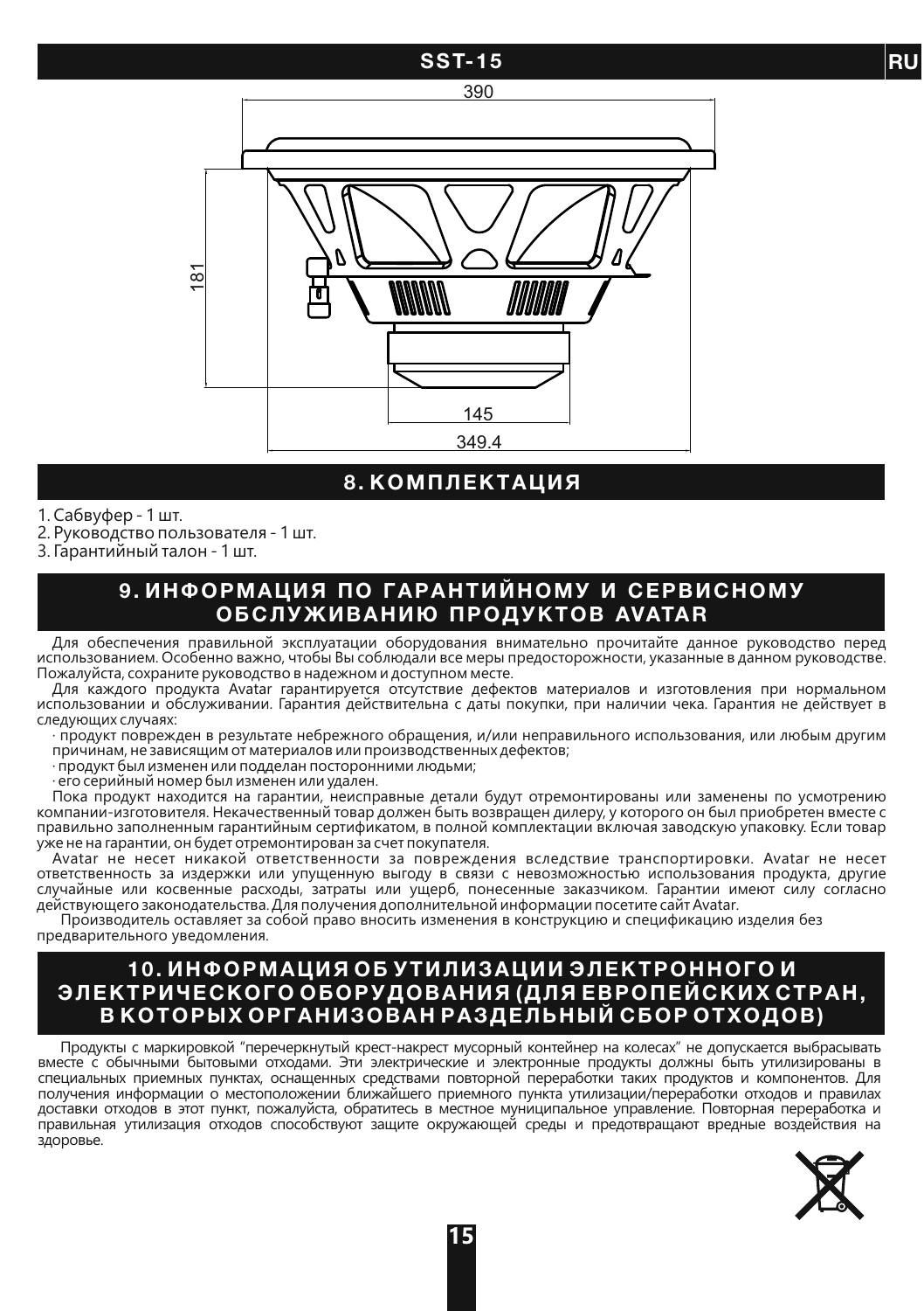## SST-15

390

181

145

349.4

## 8. КОМПЛЕКТАЦИЯ

1. Сабвуфер - 1 шт.
2. Руководство пользователя - 1 шт.
3. Гарантийный талон - 1 шт.

## 9. ИНФОРМАЦИЯ ПО ГАРАНТИЙНОМУ И СЕРВИСНОМУ ОБСЛУЖИВАНИЮ ПРОДУКТОВ AVATAR

Для обеспечения правильной эксплуатации оборудования внимательно прочитайте данное руководство перед использованием. Особенно важно, чтобы Вы соблюдали все меры предосторожности, указанные в данном руководстве. Пожалуйста, сохраните руководство в надежном и доступном месте.

Для каждого продукта Avatar гарантируется отсутствие дефектов материалов и изготовления при нормальном использовании и обслуживании. Гарантия действительна с даты покупки, при наличии чека. Гарантия не действует в следующих случаях:

· продукт поврежден в результате небрежного обращения, и/или неправильного использования, или любым другим причинам, не зависящим от материалов или производственных дефектов;
· продукт был изменен или подделан посторонними людьми;
· его серийный номер был изменен или удален.

Пока продукт находится на гарантии, неисправные детали будут отремонтированы или заменены по усмотрению компании-изготовителя. Некачественный товар должен быть возвращен дилеру, у которого он был приобретен вместе с правильно заполненным гарантийным сертификатом, в полной комплектации включая заводскую упаковку. Если товар уже не на гарантии, он будет отремонтирован за счет покупателя.

Avatar не несет никакой ответственности за повреждения вследствие транспортировки. Avatar не несет ответственность за издержки или упущенную выгоду в связи с невозможностью использования продукта, другие случайные или косвенные расходы, затраты или ущерб, понесенные заказчиком. Гарантии имеют силу согласно действующего законодательства. Для получения дополнительной информации посетите сайт Avatar.

Производитель оставляет за собой право вносить изменения в конструкцию и спецификацию изделия без предварительного уведомления.

## 10. ИНФОРМАЦИЯ ОБ УТИЛИЗАЦИИ ЭЛЕКТРОННОГО И ЭЛЕКТРИЧЕСКОГО ОБОРУДОВАНИЯ (ДЛЯ ЕВРОПЕЙСКИХ СТРАН, В КОТОРЫХ ОРГАНИЗОВАН РАЗДЕЛЬНЫЙ СБОР ОТХОДОВ)

Продукты с маркировкой "перечеркнутый крест-накрест мусорный контейнер на колесах" не допускается выбрасывать вместе с обычными бытовыми отходами. Эти электрические и электронные продукты должны быть утилизированы в специальных приемных пунктах, оснащенных средствами повторной переработки таких продуктов и компонентов. Для получения информации о местоположении ближайшего приемного пункта утилизации/переработки отходов и правилах доставки отходов в этот пункт, пожалуйста, обратитесь в местное муниципальное управление. Повторная переработка и правильная утилизация отходов способствуют защите окружающей среды и предотвращают вредные воздействия на здоровье.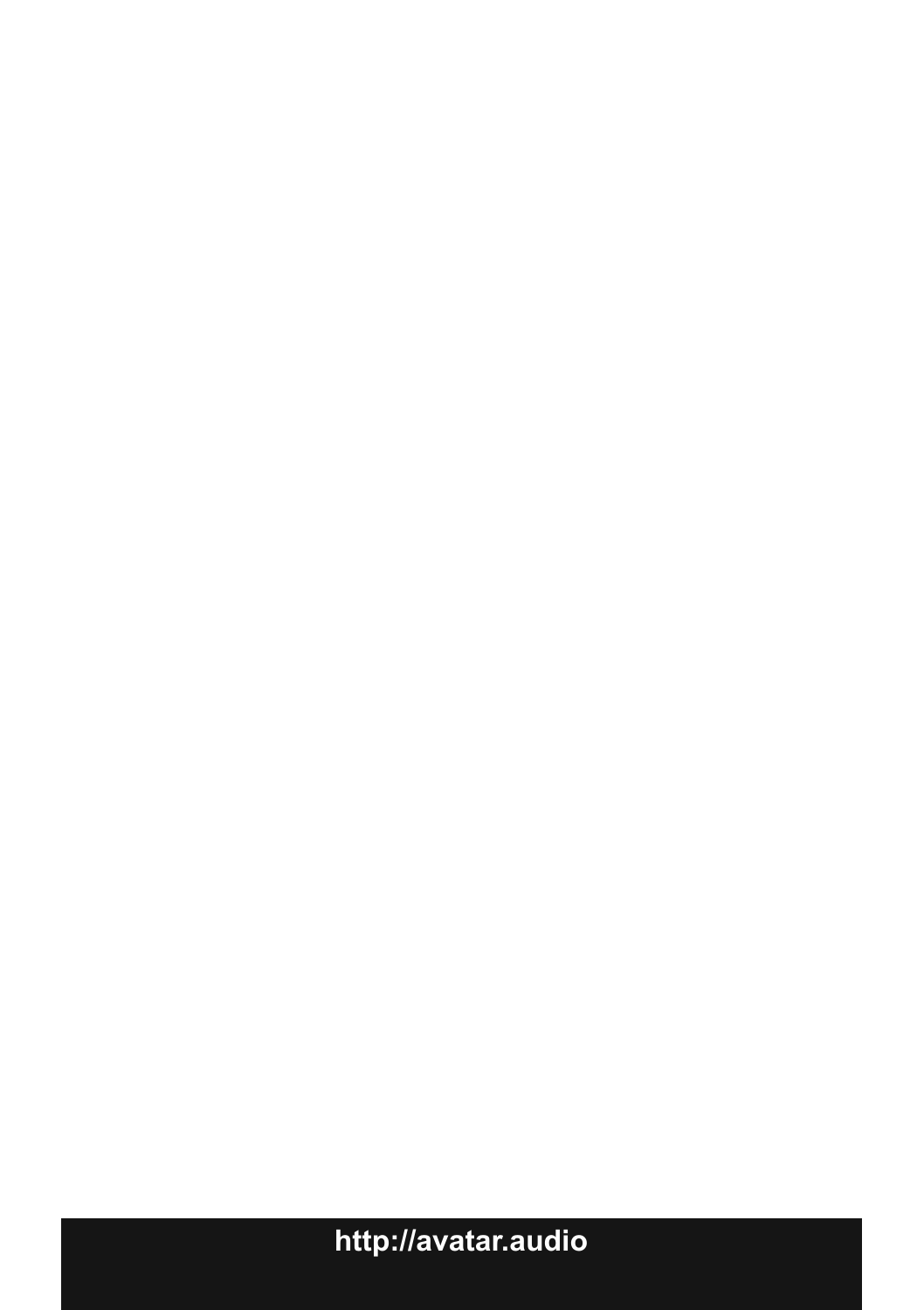**http://avatar.audio**